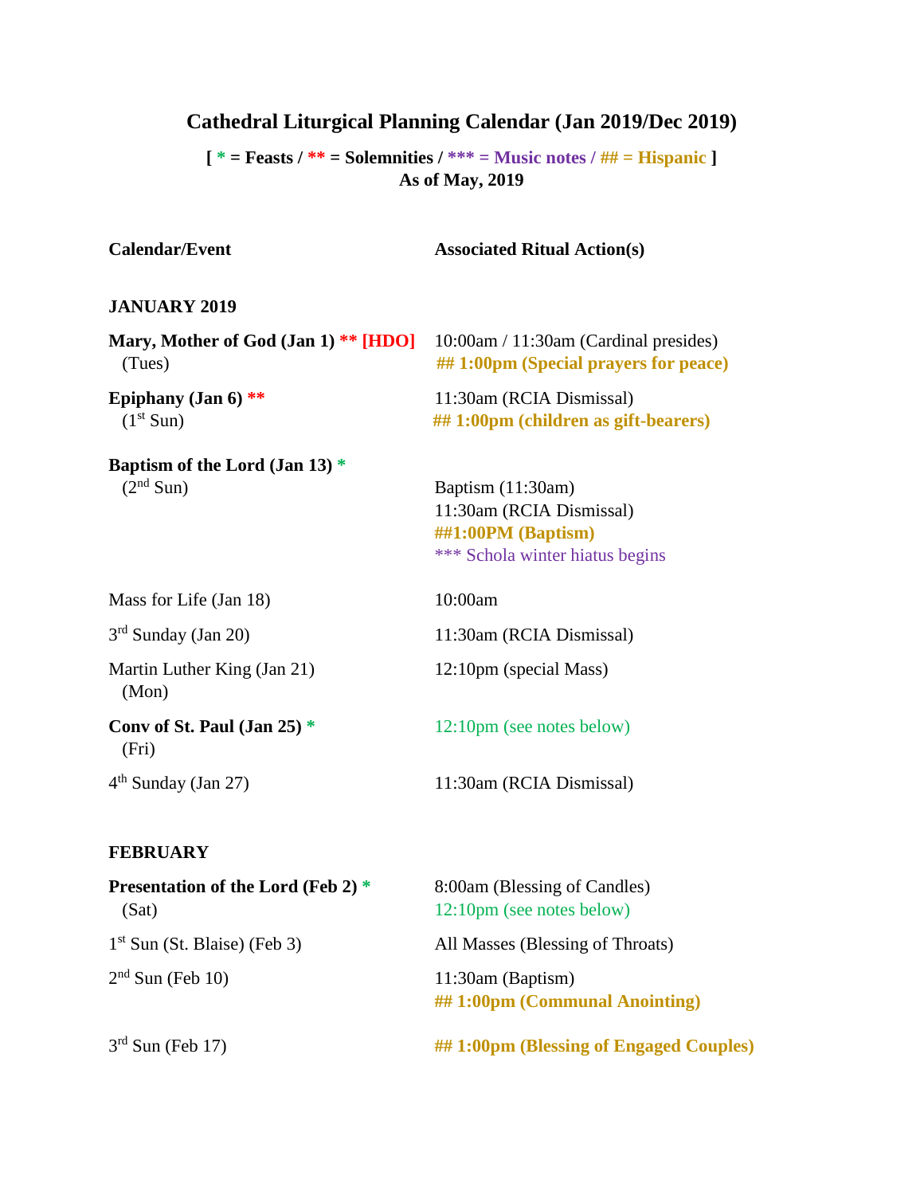# Cathedral Liturgical Planning Calendar (Jan 2019/Dec 2019)

**[ * = Feasts / ** = Solemnities / *** = Music notes / ## = Hispanic ]**
**As of May, 2019**

| Calendar/Event | Associated Ritual Action(s) |
|---|---|
| **JANUARY 2019** | |
| **Mary, Mother of God (Jan 1) ** [HDO]** (Tues) | 10:00am / 11:30am (Cardinal presides)<br>**## 1:00pm (Special prayers for peace)** |
| **Epiphany (Jan 6) **** (1st Sun) | 11:30am (RCIA Dismissal)<br>**## 1:00pm (children as gift-bearers)** |
| **Baptism of the Lord (Jan 13) *** (2nd Sun) | Baptism (11:30am)<br>11:30am (RCIA Dismissal)<br>**##1:00PM (Baptism)**<br>*** Schola winter hiatus begins |
| Mass for Life (Jan 18) | 10:00am |
| 3rd Sunday (Jan 20) | 11:30am (RCIA Dismissal) |
| Martin Luther King (Jan 21) (Mon) | 12:10pm (special Mass) |
| **Conv of St. Paul (Jan 25) *** (Fri) | 12:10pm (see notes below) |
| 4th Sunday (Jan 27) | 11:30am (RCIA Dismissal) |
| **FEBRUARY** | |
| **Presentation of the Lord (Feb 2) *** (Sat) | 8:00am (Blessing of Candles)<br>12:10pm (see notes below) |
| 1st Sun (St. Blaise) (Feb 3) | All Masses (Blessing of Throats) |
| 2nd Sun (Feb 10) | 11:30am (Baptism)<br>**## 1:00pm (Communal Anointing)** |
| 3rd Sun (Feb 17) | **## 1:00pm (Blessing of Engaged Couples)** |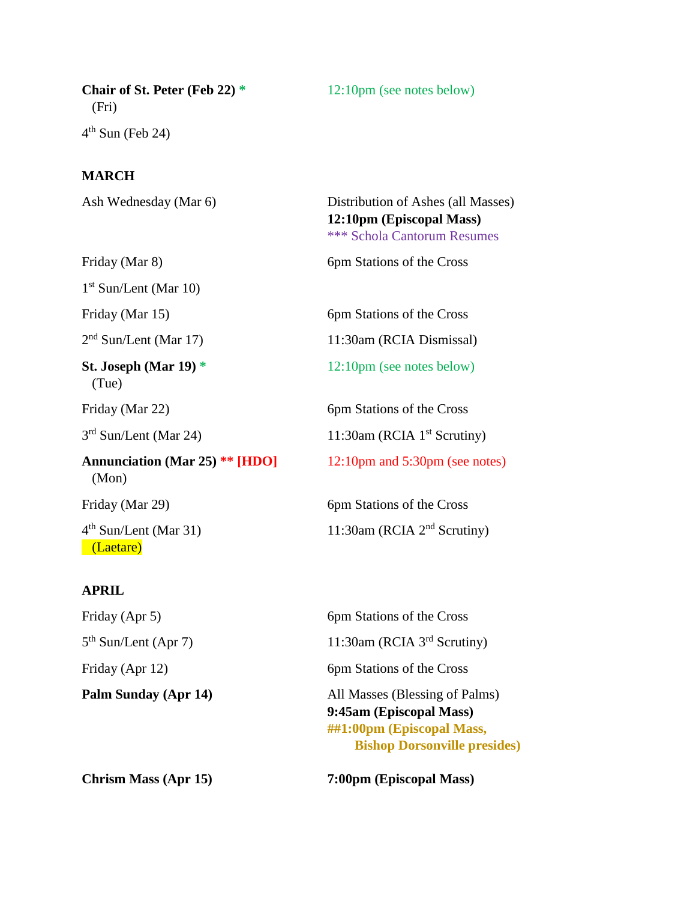| | |
|---|---|
| **Chair of St. Peter (Feb 22) *** (Fri) | 12:10pm (see notes below) |
| 4th Sun (Feb 24) | |

## MARCH

| | |
|---|---|
| Ash Wednesday (Mar 6) | Distribution of Ashes (all Masses)<br>**12:10pm (Episcopal Mass)**<br>*** Schola Cantorum Resumes |
| Friday (Mar 8) | 6pm Stations of the Cross |
| 1st Sun/Lent (Mar 10) | |
| Friday (Mar 15) | 6pm Stations of the Cross |
| 2nd Sun/Lent (Mar 17) | 11:30am (RCIA Dismissal) |
| **St. Joseph (Mar 19) *** (Tue) | 12:10pm (see notes below) |
| Friday (Mar 22) | 6pm Stations of the Cross |
| 3rd Sun/Lent (Mar 24) | 11:30am (RCIA 1st Scrutiny) |
| **Annunciation (Mar 25) ** [HDO]** (Mon) | 12:10pm and 5:30pm (see notes) |
| Friday (Mar 29) | 6pm Stations of the Cross |
| 4th Sun/Lent (Mar 31) (Laetare) | 11:30am (RCIA 2nd Scrutiny) |

## APRIL

| | |
|---|---|
| Friday (Apr 5) | 6pm Stations of the Cross |
| 5th Sun/Lent (Apr 7) | 11:30am (RCIA 3rd Scrutiny) |
| Friday (Apr 12) | 6pm Stations of the Cross |
| **Palm Sunday (Apr 14)** | All Masses (Blessing of Palms)<br>**9:45am (Episcopal Mass)**<br>**##1:00pm (Episcopal Mass, Bishop Dorsonville presides)** |
| **Chrism Mass (Apr 15)** | **7:00pm (Episcopal Mass)** |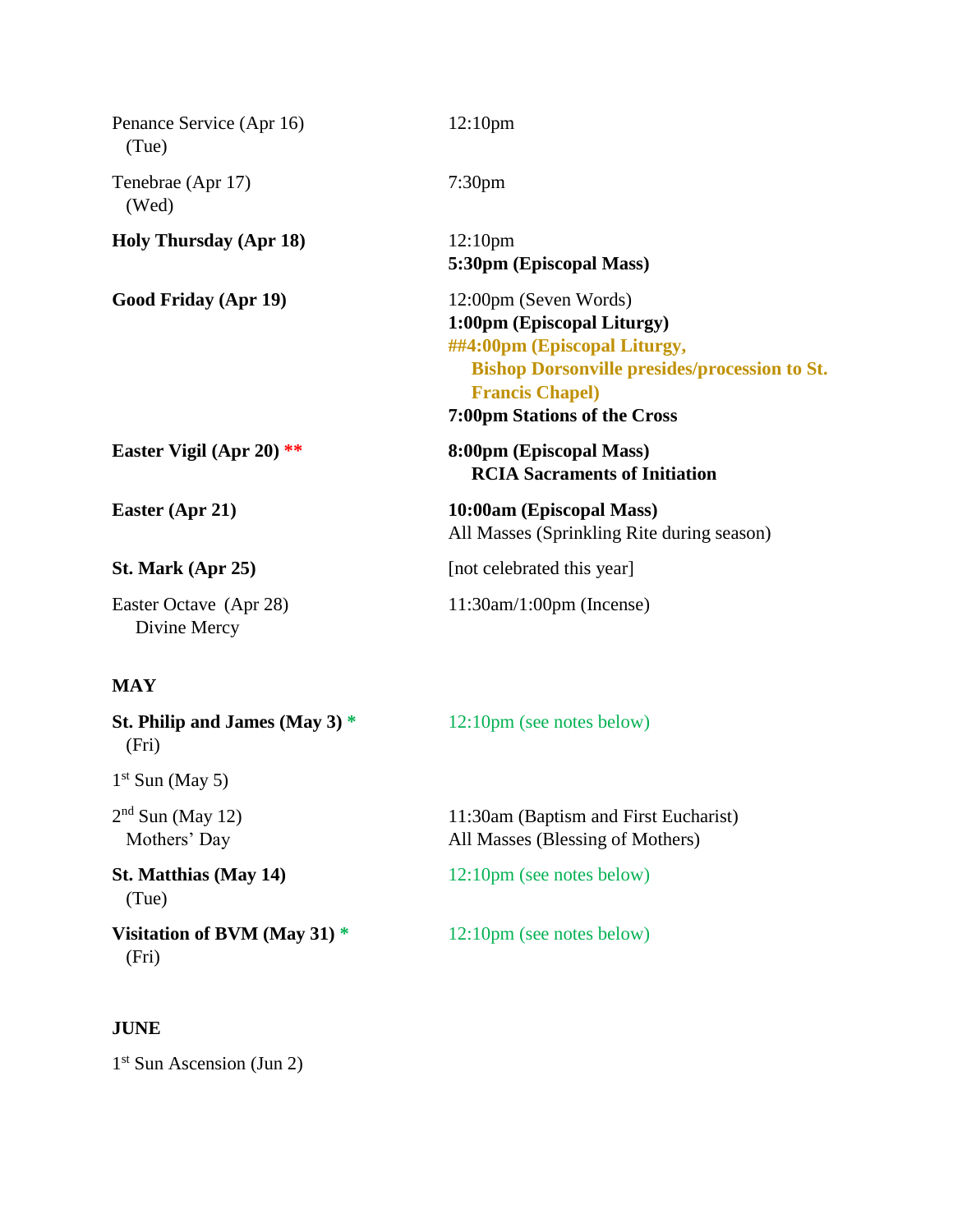| | |
|---|---|
| Penance Service (Apr 16) (Tue) | 12:10pm |
| Tenebrae (Apr 17) (Wed) | 7:30pm |
| **Holy Thursday (Apr 18)** | 12:10pm<br>**5:30pm (Episcopal Mass)** |
| **Good Friday (Apr 19)** | 12:00pm (Seven Words)<br>**1:00pm (Episcopal Liturgy)**<br>**##4:00pm (Episcopal Liturgy, Bishop Dorsonville presides/procession to St. Francis Chapel)**<br>**7:00pm Stations of the Cross** |
| **Easter Vigil (Apr 20) \*\*** | **8:00pm (Episcopal Mass)**<br>**RCIA Sacraments of Initiation** |
| **Easter (Apr 21)** | **10:00am (Episcopal Mass)**<br>All Masses (Sprinkling Rite during season) |
| **St. Mark (Apr 25)** | [not celebrated this year] |
| Easter Octave (Apr 28)<br>Divine Mercy | 11:30am/1:00pm (Incense) |

**MAY**

| | |
|---|---|
| **St. Philip and James (May 3) \*** (Fri) | 12:10pm (see notes below) |
| 1st Sun (May 5) | |
| 2nd Sun (May 12)<br>Mothers' Day | 11:30am (Baptism and First Eucharist)<br>All Masses (Blessing of Mothers) |
| **St. Matthias (May 14)** (Tue) | 12:10pm (see notes below) |
| **Visitation of BVM (May 31) \*** (Fri) | 12:10pm (see notes below) |

**JUNE**

1st Sun Ascension (Jun 2)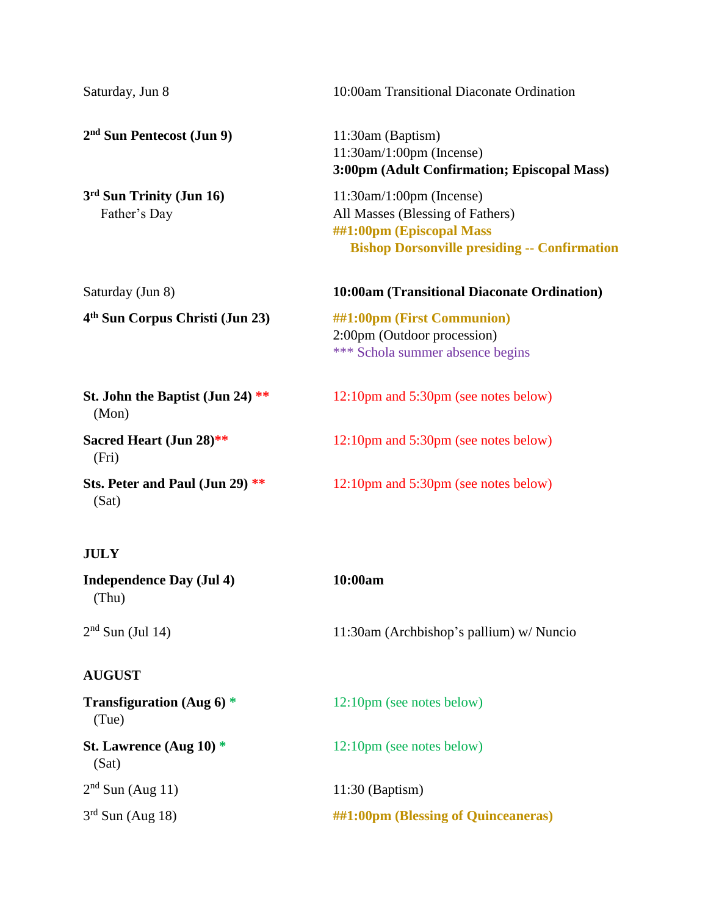| | |
|---|---|
| Saturday, Jun 8 | 10:00am Transitional Diaconate Ordination |
| **2nd Sun Pentecost (Jun 9)** | 11:30am (Baptism)<br>11:30am/1:00pm (Incense)<br>**3:00pm (Adult Confirmation; Episcopal Mass)** |
| **3rd Sun Trinity (Jun 16)**<br>Father's Day | 11:30am/1:00pm (Incense)<br>All Masses (Blessing of Fathers)<br>**##1:00pm (Episcopal Mass**<br>**Bishop Dorsonville presiding -- Confirmation** |
| Saturday (Jun 8) | **10:00am (Transitional Diaconate Ordination)** |
| **4th Sun Corpus Christi (Jun 23)** | **##1:00pm (First Communion)**<br>2:00pm (Outdoor procession)<br>*** Schola summer absence begins |
| **St. John the Baptist (Jun 24) ****<br>(Mon) | 12:10pm and 5:30pm (see notes below) |
| **Sacred Heart (Jun 28)****<br>(Fri) | 12:10pm and 5:30pm (see notes below) |
| **Sts. Peter and Paul (Jun 29) ****<br>(Sat) | 12:10pm and 5:30pm (see notes below) |

**JULY**

| | |
|---|---|
| **Independence Day (Jul 4)**<br>(Thu) | **10:00am** |
| 2nd Sun (Jul 14) | 11:30am (Archbishop's pallium) w/ Nuncio |

**AUGUST**

| | |
|---|---|
| **Transfiguration (Aug 6) ***<br>(Tue) | 12:10pm (see notes below) |
| **St. Lawrence (Aug 10) ***<br>(Sat) | 12:10pm (see notes below) |
| 2nd Sun (Aug 11) | 11:30 (Baptism) |
| 3rd Sun (Aug 18) | **##1:00pm (Blessing of Quinceaneras)** |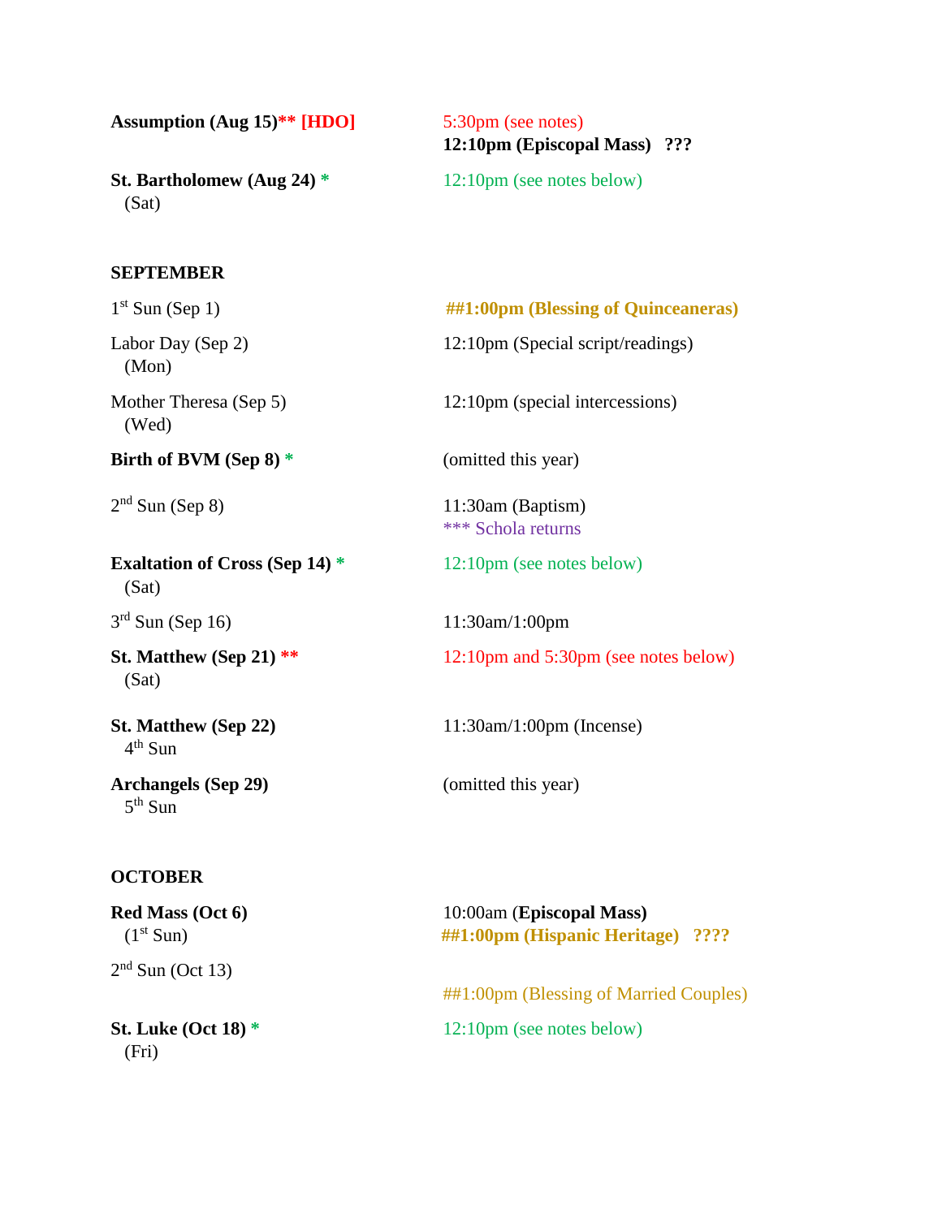**Assumption (Aug 15)\*\* [HDO]** — 5:30pm (see notes)
**12:10pm (Episcopal Mass) ???**

**St. Bartholomew (Aug 24) \***
(Sat) — 12:10pm (see notes below)

**SEPTEMBER**

1st Sun (Sep 1) — **##1:00pm (Blessing of Quinceaneras)**

Labor Day (Sep 2)
(Mon) — 12:10pm (Special script/readings)

Mother Theresa (Sep 5)
(Wed) — 12:10pm (special intercessions)

**Birth of BVM (Sep 8) \*** — (omitted this year)

2nd Sun (Sep 8) — 11:30am (Baptism)
\*\*\* Schola returns

**Exaltation of Cross (Sep 14) \***
(Sat) — 12:10pm (see notes below)

3rd Sun (Sep 16) — 11:30am/1:00pm

**St. Matthew (Sep 21) \*\***
(Sat) — 12:10pm and 5:30pm (see notes below)

**St. Matthew (Sep 22)**
4th Sun — 11:30am/1:00pm (Incense)

**Archangels (Sep 29)**
5th Sun — (omitted this year)

**OCTOBER**

**Red Mass (Oct 6)**
(1st Sun) — 10:00am (**Episcopal Mass**)
**##1:00pm (Hispanic Heritage) ????**

2nd Sun (Oct 13) — ##1:00pm (Blessing of Married Couples)

**St. Luke (Oct 18) \***
(Fri) — 12:10pm (see notes below)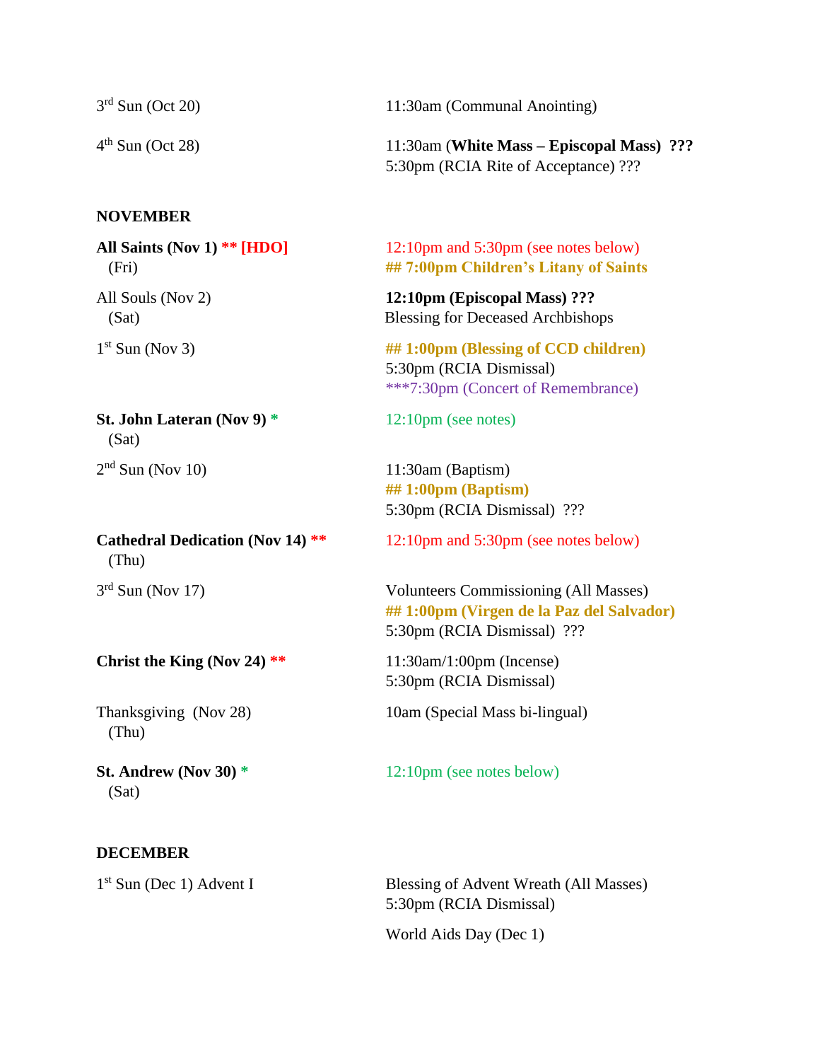| | |
|---|---|
| 3rd Sun (Oct 20) | 11:30am (Communal Anointing) |
| 4th Sun (Oct 28) | 11:30am (**White Mass – Episcopal Mass) ???**<br>5:30pm (RCIA Rite of Acceptance) ??? |

**NOVEMBER**

| | |
|---|---|
| **All Saints (Nov 1) ** [HDO]**<br>(Fri) | 12:10pm and 5:30pm (see notes below)<br>**## 7:00pm Children's Litany of Saints** |
| All Souls (Nov 2)<br>(Sat) | **12:10pm (Episcopal Mass) ???**<br>Blessing for Deceased Archbishops |
| 1st Sun (Nov 3) | **## 1:00pm (Blessing of CCD children)**<br>5:30pm (RCIA Dismissal)<br>***7:30pm (Concert of Remembrance) |
| **St. John Lateran (Nov 9) ***<br>(Sat) | 12:10pm (see notes) |
| 2nd Sun (Nov 10) | 11:30am (Baptism)<br>**## 1:00pm (Baptism)**<br>5:30pm (RCIA Dismissal) ??? |
| **Cathedral Dedication (Nov 14) ****<br>(Thu) | 12:10pm and 5:30pm (see notes below) |
| 3rd Sun (Nov 17) | Volunteers Commissioning (All Masses)<br>**## 1:00pm (Virgen de la Paz del Salvador)**<br>5:30pm (RCIA Dismissal) ??? |
| **Christ the King (Nov 24) **** | 11:30am/1:00pm (Incense)<br>5:30pm (RCIA Dismissal) |
| Thanksgiving (Nov 28)<br>(Thu) | 10am (Special Mass bi-lingual) |
| **St. Andrew (Nov 30) ***<br>(Sat) | 12:10pm (see notes below) |

**DECEMBER**

| | |
|---|---|
| 1st Sun (Dec 1) Advent I | Blessing of Advent Wreath (All Masses)<br>5:30pm (RCIA Dismissal)<br><br>World Aids Day (Dec 1) |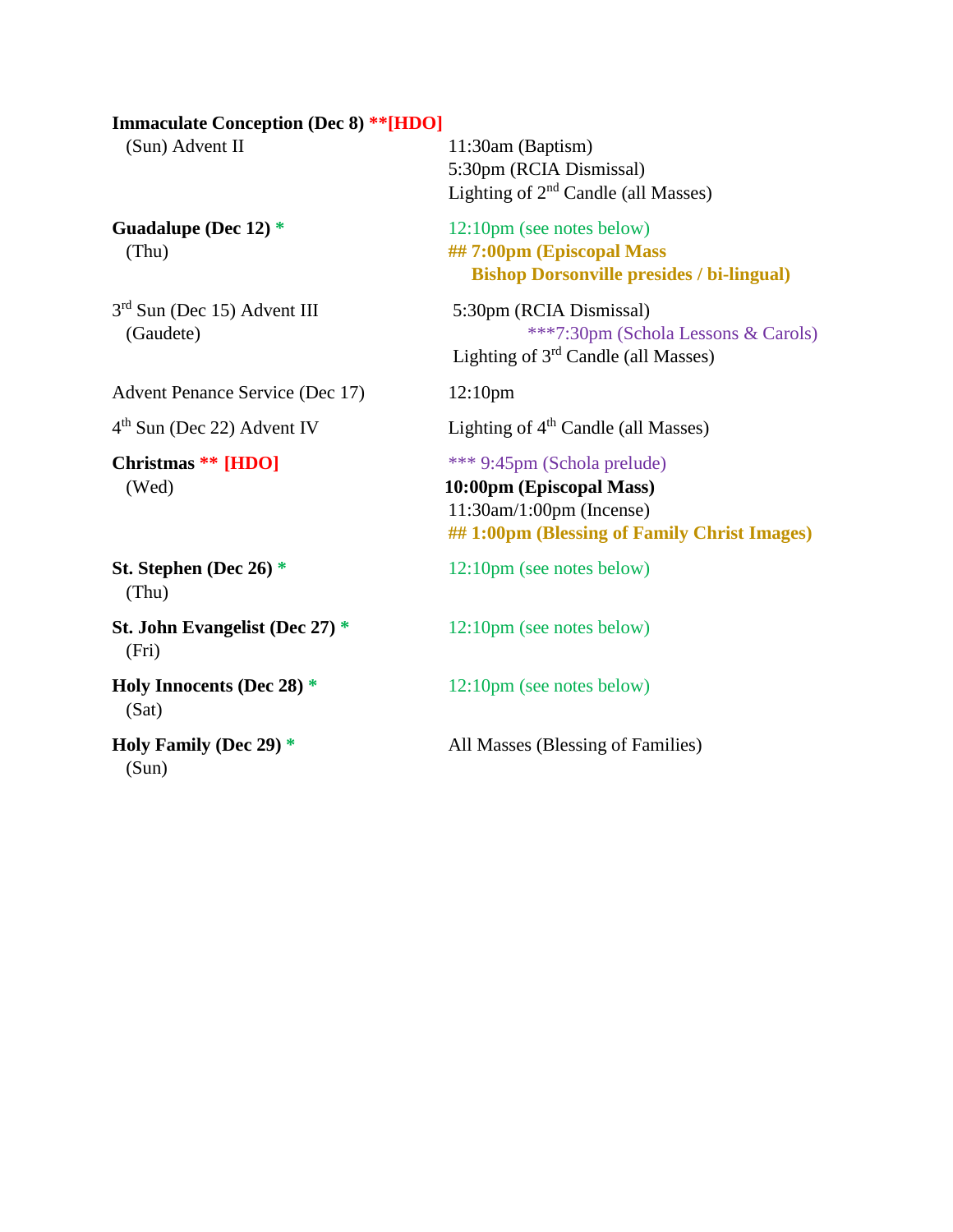| | |
|---|---|
| **Immaculate Conception (Dec 8) **[HDO]**<br>(Sun) Advent II | 11:30am (Baptism)<br>5:30pm (RCIA Dismissal)<br>Lighting of 2nd Candle (all Masses) |
| **Guadalupe (Dec 12) ***<br>(Thu) | 12:10pm (see notes below)<br>**## 7:00pm (Episcopal Mass<br>Bishop Dorsonville presides / bi-lingual)** |
| 3rd Sun (Dec 15) Advent III<br>(Gaudete) | 5:30pm (RCIA Dismissal)<br>***7:30pm (Schola Lessons & Carols)<br>Lighting of 3rd Candle (all Masses) |
| Advent Penance Service (Dec 17) | 12:10pm |
| 4th Sun (Dec 22) Advent IV | Lighting of 4th Candle (all Masses) |
| **Christmas ** [HDO]**<br>(Wed) | *** 9:45pm (Schola prelude)<br>**10:00pm (Episcopal Mass)**<br>11:30am/1:00pm (Incense)<br>**## 1:00pm (Blessing of Family Christ Images)** |
| **St. Stephen (Dec 26) ***<br>(Thu) | 12:10pm (see notes below) |
| **St. John Evangelist (Dec 27) ***<br>(Fri) | 12:10pm (see notes below) |
| **Holy Innocents (Dec 28) ***<br>(Sat) | 12:10pm (see notes below) |
| **Holy Family (Dec 29) ***<br>(Sun) | All Masses (Blessing of Families) |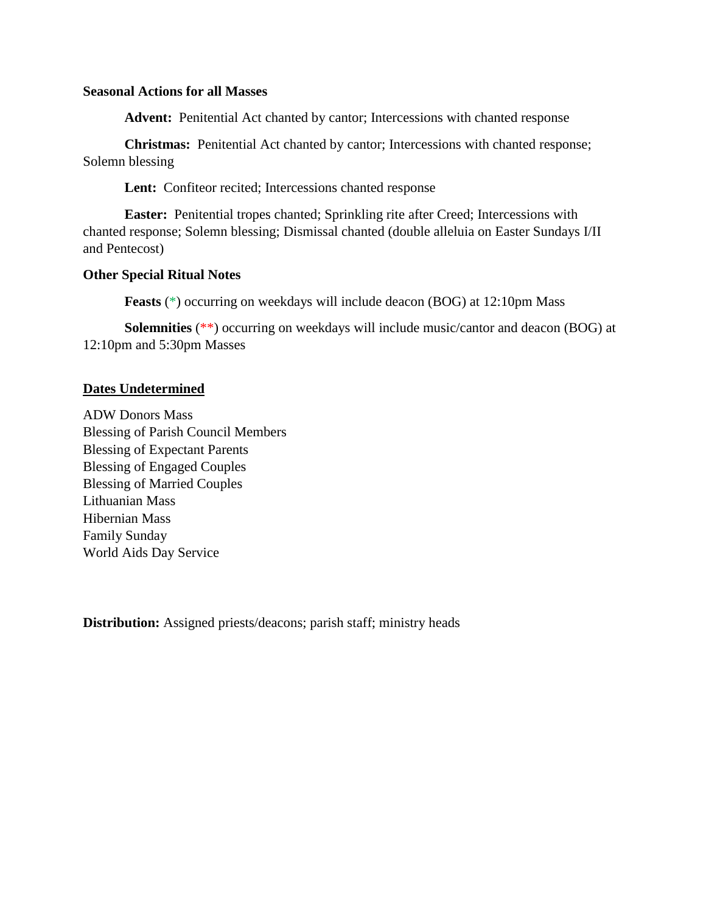**Seasonal Actions for all Masses**

**Advent:** Penitential Act chanted by cantor; Intercessions with chanted response

**Christmas:** Penitential Act chanted by cantor; Intercessions with chanted response; Solemn blessing

**Lent:** Confiteor recited; Intercessions chanted response

**Easter:** Penitential tropes chanted; Sprinkling rite after Creed; Intercessions with chanted response; Solemn blessing; Dismissal chanted (double alleluia on Easter Sundays I/II and Pentecost)

**Other Special Ritual Notes**

**Feasts** (*) occurring on weekdays will include deacon (BOG) at 12:10pm Mass

**Solemnities** (**) occurring on weekdays will include music/cantor and deacon (BOG) at 12:10pm and 5:30pm Masses

**<u>Dates Undetermined</u>**

ADW Donors Mass
Blessing of Parish Council Members
Blessing of Expectant Parents
Blessing of Engaged Couples
Blessing of Married Couples
Lithuanian Mass
Hibernian Mass
Family Sunday
World Aids Day Service

**Distribution:** Assigned priests/deacons; parish staff; ministry heads